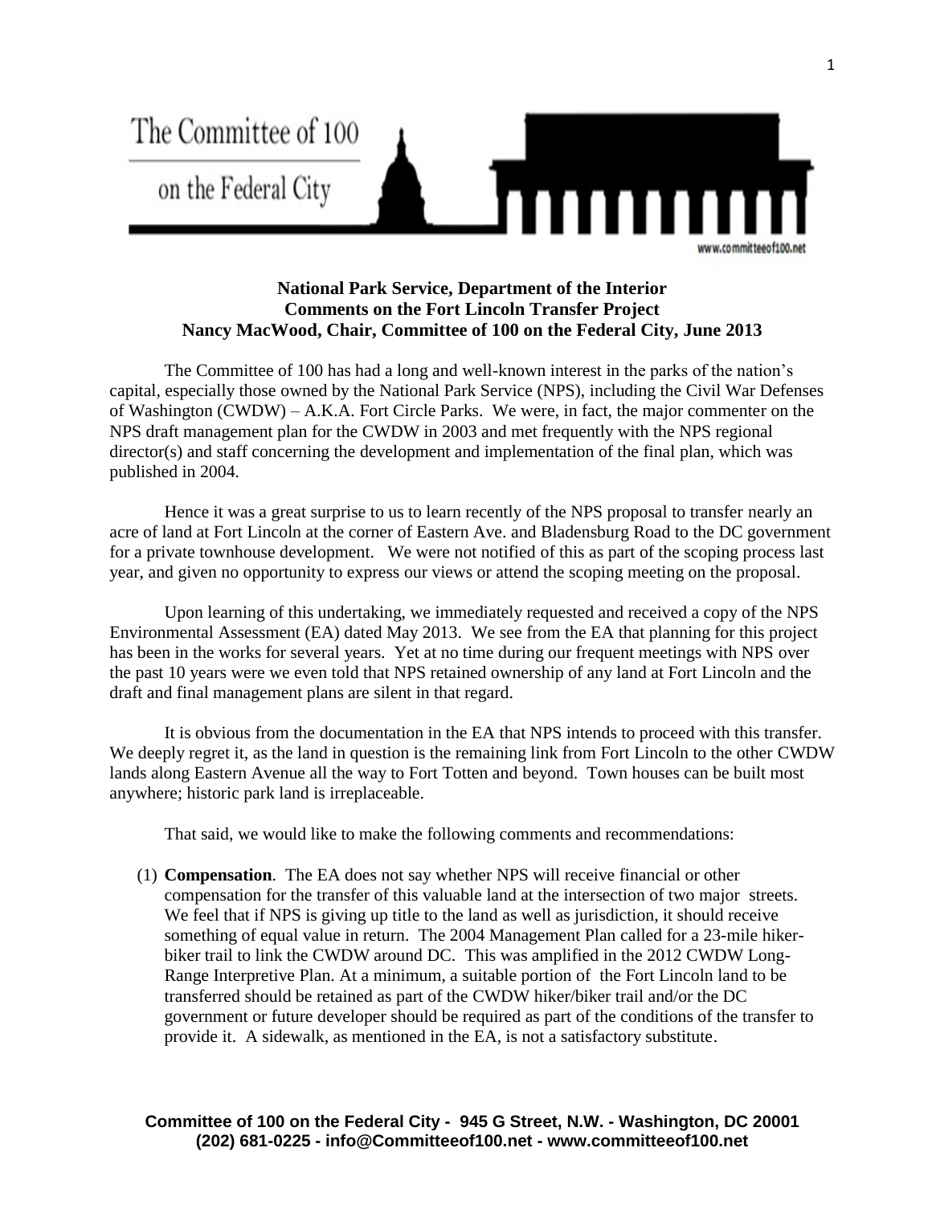The Committee of 100 on the Federal City

www.committeeof100.net

**National Park Service, Department of the Interior**
**Comments on the Fort Lincoln Transfer Project**
**Nancy MacWood, Chair, Committee of 100 on the Federal City, June 2013**

The Committee of 100 has had a long and well-known interest in the parks of the nation's capital, especially those owned by the National Park Service (NPS), including the Civil War Defenses of Washington (CWDW) – A.K.A. Fort Circle Parks. We were, in fact, the major commenter on the NPS draft management plan for the CWDW in 2003 and met frequently with the NPS regional director(s) and staff concerning the development and implementation of the final plan, which was published in 2004.

Hence it was a great surprise to us to learn recently of the NPS proposal to transfer nearly an acre of land at Fort Lincoln at the corner of Eastern Ave. and Bladensburg Road to the DC government for a private townhouse development. We were not notified of this as part of the scoping process last year, and given no opportunity to express our views or attend the scoping meeting on the proposal.

Upon learning of this undertaking, we immediately requested and received a copy of the NPS Environmental Assessment (EA) dated May 2013. We see from the EA that planning for this project has been in the works for several years. Yet at no time during our frequent meetings with NPS over the past 10 years were we even told that NPS retained ownership of any land at Fort Lincoln and the draft and final management plans are silent in that regard.

It is obvious from the documentation in the EA that NPS intends to proceed with this transfer. We deeply regret it, as the land in question is the remaining link from Fort Lincoln to the other CWDW lands along Eastern Avenue all the way to Fort Totten and beyond. Town houses can be built most anywhere; historic park land is irreplaceable.

That said, we would like to make the following comments and recommendations:

(1) **Compensation**. The EA does not say whether NPS will receive financial or other compensation for the transfer of this valuable land at the intersection of two major streets. We feel that if NPS is giving up title to the land as well as jurisdiction, it should receive something of equal value in return. The 2004 Management Plan called for a 23-mile hiker-biker trail to link the CWDW around DC. This was amplified in the 2012 CWDW Long-Range Interpretive Plan. At a minimum, a suitable portion of the Fort Lincoln land to be transferred should be retained as part of the CWDW hiker/biker trail and/or the DC government or future developer should be required as part of the conditions of the transfer to provide it. A sidewalk, as mentioned in the EA, is not a satisfactory substitute.

**Committee of 100 on the Federal City - 945 G Street, N.W. - Washington, DC 20001**
**(202) 681-0225 - info@Committeeof100.net - www.committeeof100.net**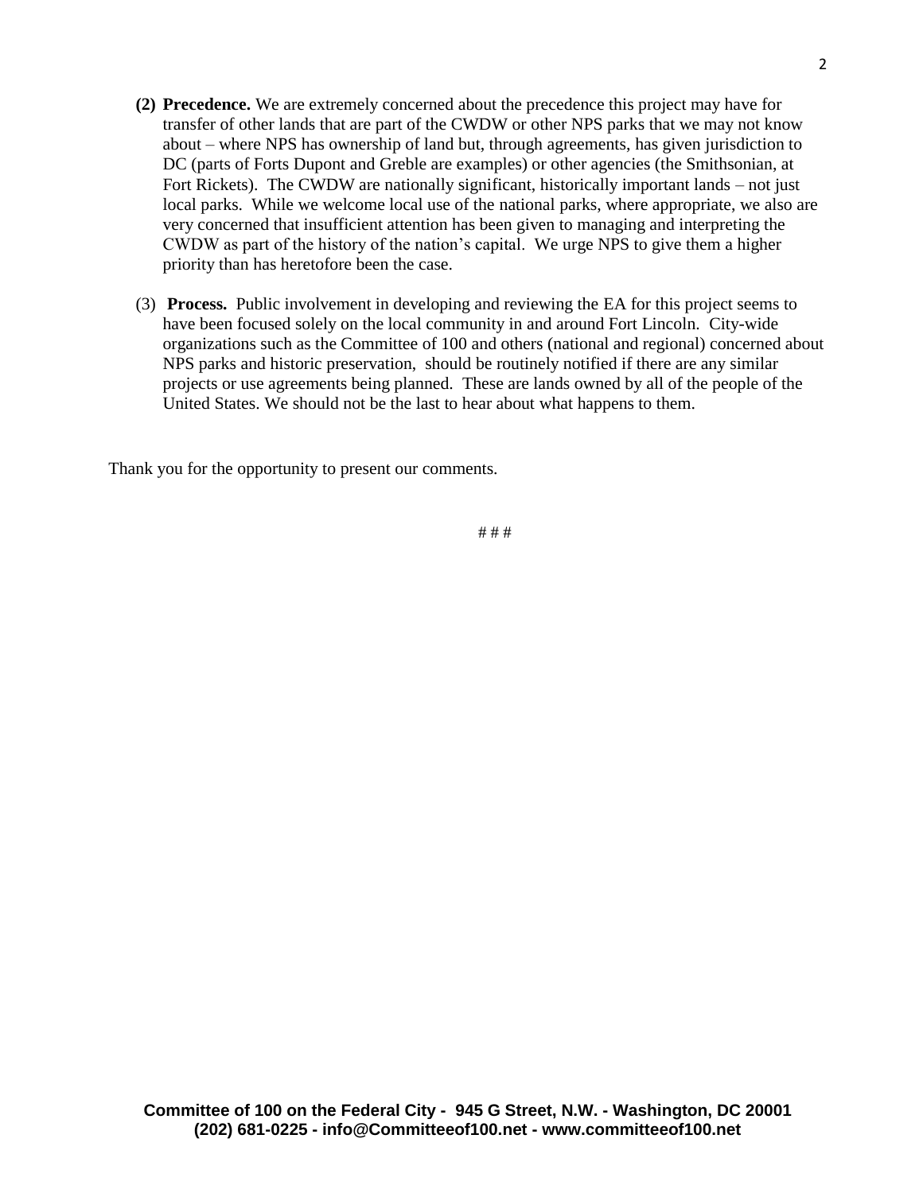**(2) Precedence.** We are extremely concerned about the precedence this project may have for transfer of other lands that are part of the CWDW or other NPS parks that we may not know about – where NPS has ownership of land but, through agreements, has given jurisdiction to DC (parts of Forts Dupont and Greble are examples) or other agencies (the Smithsonian, at Fort Rickets). The CWDW are nationally significant, historically important lands – not just local parks. While we welcome local use of the national parks, where appropriate, we also are very concerned that insufficient attention has been given to managing and interpreting the CWDW as part of the history of the nation's capital. We urge NPS to give them a higher priority than has heretofore been the case.

(3) **Process.** Public involvement in developing and reviewing the EA for this project seems to have been focused solely on the local community in and around Fort Lincoln. City-wide organizations such as the Committee of 100 and others (national and regional) concerned about NPS parks and historic preservation, should be routinely notified if there are any similar projects or use agreements being planned. These are lands owned by all of the people of the United States. We should not be the last to hear about what happens to them.

Thank you for the opportunity to present our comments.

# # #

**Committee of 100 on the Federal City - 945 G Street, N.W. - Washington, DC 20001**
**(202) 681-0225 - info@Committeeof100.net - www.committeeof100.net**